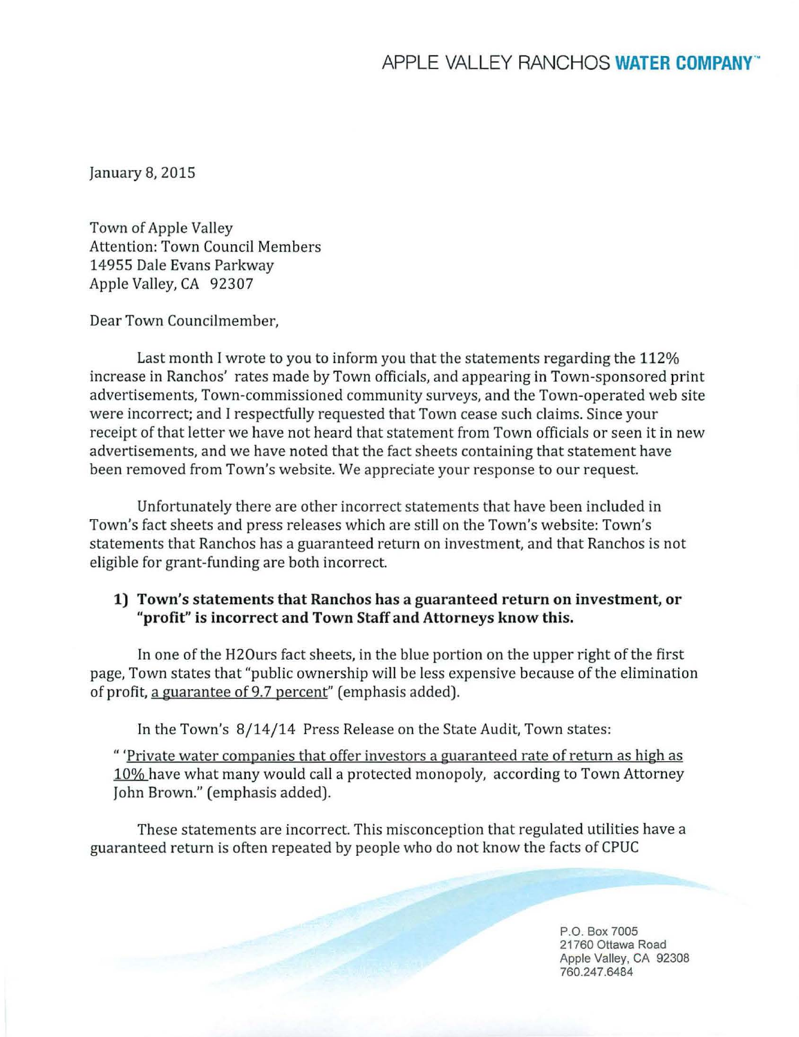# APPLE VALLEY RANCHOS **WATER COMPANY**™

January 8, 2015

Town of Apple Valley
Attention: Town Council Members
14955 Dale Evans Parkway
Apple Valley, CA 92307

Dear Town Councilmember,

Last month I wrote to you to inform you that the statements regarding the 112% increase in Ranchos' rates made by Town officials, and appearing in Town-sponsored print advertisements, Town-commissioned community surveys, and the Town-operated web site were incorrect; and I respectfully requested that Town cease such claims. Since your receipt of that letter we have not heard that statement from Town officials or seen it in new advertisements, and we have noted that the fact sheets containing that statement have been removed from Town's website. We appreciate your response to our request.

Unfortunately there are other incorrect statements that have been included in Town's fact sheets and press releases which are still on the Town's website: Town's statements that Ranchos has a guaranteed return on investment, and that Ranchos is not eligible for grant-funding are both incorrect.

**1) Town's statements that Ranchos has a guaranteed return on investment, or "profit" is incorrect and Town Staff and Attorneys know this.**

In one of the H2Ours fact sheets, in the blue portion on the upper right of the first page, Town states that "public ownership will be less expensive because of the elimination of profit, <u>a guarantee of 9.7 percent</u>" (emphasis added).

In the Town's 8/14/14 Press Release on the State Audit, Town states:

" '<u>Private water companies that offer investors a guaranteed rate of return as high as 10%</u> have what many would call a protected monopoly, according to Town Attorney John Brown." (emphasis added).

These statements are incorrect. This misconception that regulated utilities have a guaranteed return is often repeated by people who do not know the facts of CPUC

P.O. Box 7005
21760 Ottawa Road
Apple Valley, CA 92308
760.247.6484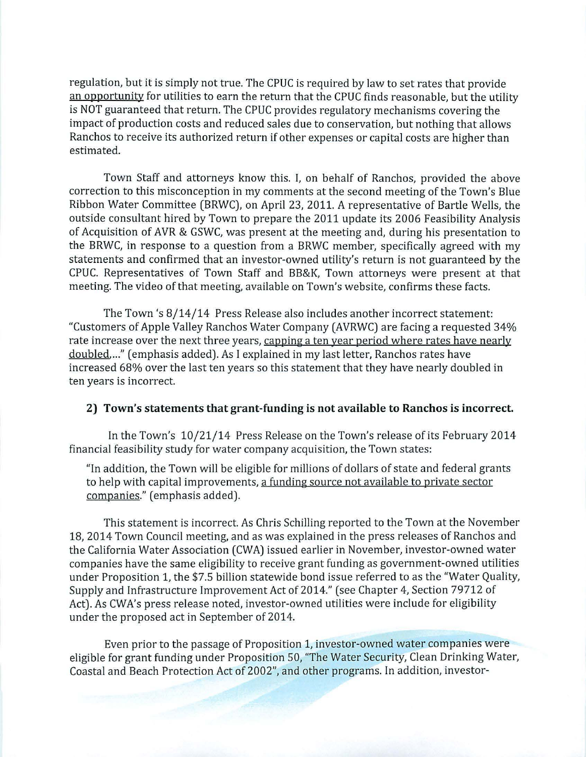regulation, but it is simply not true. The CPUC is required by law to set rates that provide an opportunity for utilities to earn the return that the CPUC finds reasonable, but the utility is NOT guaranteed that return. The CPUC provides regulatory mechanisms covering the impact of production costs and reduced sales due to conservation, but nothing that allows Ranchos to receive its authorized return if other expenses or capital costs are higher than estimated.

Town Staff and attorneys know this. I, on behalf of Ranchos, provided the above correction to this misconception in my comments at the second meeting of the Town's Blue Ribbon Water Committee (BRWC), on April 23, 2011. A representative of Bartle Wells, the outside consultant hired by Town to prepare the 2011 update its 2006 Feasibility Analysis of Acquisition of AVR & GSWC, was present at the meeting and, during his presentation to the BRWC, in response to a question from a BRWC member, specifically agreed with my statements and confirmed that an investor-owned utility's return is not guaranteed by the CPUC. Representatives of Town Staff and BB&K, Town attorneys were present at that meeting. The video of that meeting, available on Town's website, confirms these facts.

The Town 's 8/14/14 Press Release also includes another incorrect statement: "Customers of Apple Valley Ranchos Water Company (AVRWC) are facing a requested 34% rate increase over the next three years, capping a ten year period where rates have nearly doubled,..." (emphasis added). As I explained in my last letter, Ranchos rates have increased 68% over the last ten years so this statement that they have nearly doubled in ten years is incorrect.

**2) Town's statements that grant-funding is not available to Ranchos is incorrect.**

In the Town's 10/21/14 Press Release on the Town's release of its February 2014 financial feasibility study for water company acquisition, the Town states:

"In addition, the Town will be eligible for millions of dollars of state and federal grants to help with capital improvements, a funding source not available to private sector companies." (emphasis added).

This statement is incorrect. As Chris Schilling reported to the Town at the November 18, 2014 Town Council meeting, and as was explained in the press releases of Ranchos and the California Water Association (CWA) issued earlier in November, investor-owned water companies have the same eligibility to receive grant funding as government-owned utilities under Proposition 1, the $7.5 billion statewide bond issue referred to as the "Water Quality, Supply and Infrastructure Improvement Act of 2014." (see Chapter 4, Section 79712 of Act). As CWA's press release noted, investor-owned utilities were include for eligibility under the proposed act in September of 2014.

Even prior to the passage of Proposition 1, investor-owned water companies were eligible for grant funding under Proposition 50, "The Water Security, Clean Drinking Water, Coastal and Beach Protection Act of 2002", and other programs. In addition, investor-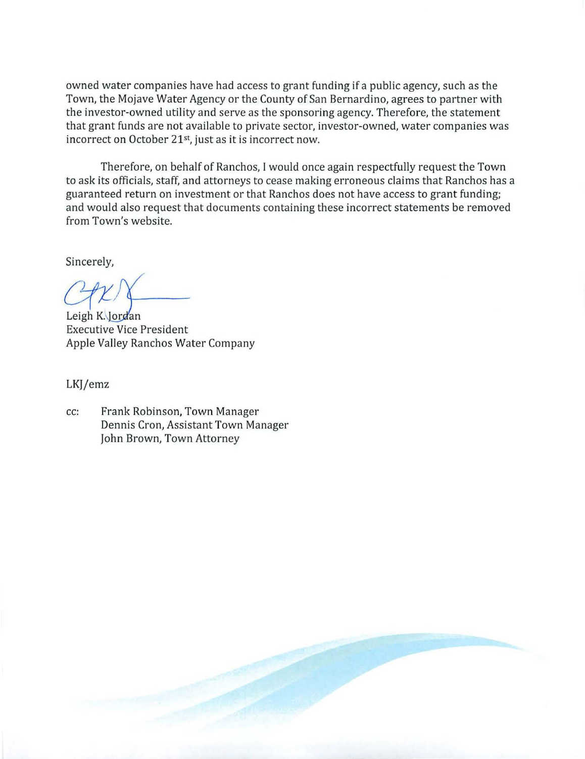owned water companies have had access to grant funding if a public agency, such as the Town, the Mojave Water Agency or the County of San Bernardino, agrees to partner with the investor-owned utility and serve as the sponsoring agency. Therefore, the statement that grant funds are not available to private sector, investor-owned, water companies was incorrect on October 21st, just as it is incorrect now.

Therefore, on behalf of Ranchos, I would once again respectfully request the Town to ask its officials, staff, and attorneys to cease making erroneous claims that Ranchos has a guaranteed return on investment or that Ranchos does not have access to grant funding; and would also request that documents containing these incorrect statements be removed from Town's website.

Sincerely,

Leigh K. Jordan
Executive Vice President
Apple Valley Ranchos Water Company

LKJ/emz

cc: Frank Robinson, Town Manager
Dennis Cron, Assistant Town Manager
John Brown, Town Attorney